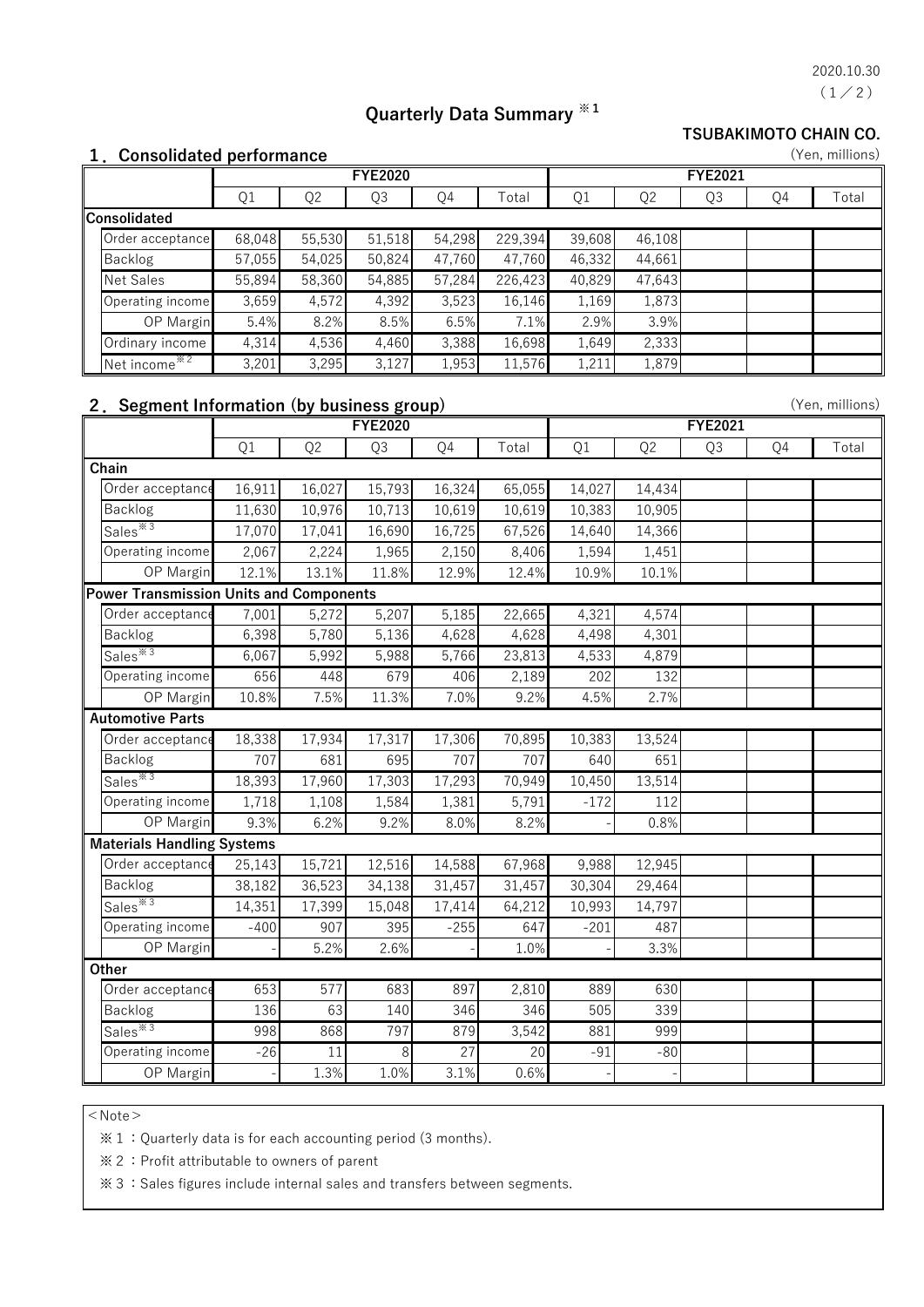2020.10.30

# Quarterly Data Summary ※1

**TSUBAKIMOTO CHAIN CO.**

## 1．Consolidated performance

(Yen, millions)

| | FYE2020 | | | | | FYE2021 | | | | |
|---|---|---|---|---|---|---|---|---|---|---|
| | Q1 | Q2 | Q3 | Q4 | Total | Q1 | Q2 | Q3 | Q4 | Total |
| **Consolidated** | | | | | | | | | | |
| Order acceptance | 68,048 | 55,530 | 51,518 | 54,298 | 229,394 | 39,608 | 46,108 | | | |
| Backlog | 57,055 | 54,025 | 50,824 | 47,760 | 47,760 | 46,332 | 44,661 | | | |
| Net Sales | 55,894 | 58,360 | 54,885 | 57,284 | 226,423 | 40,829 | 47,643 | | | |
| Operating income | 3,659 | 4,572 | 4,392 | 3,523 | 16,146 | 1,169 | 1,873 | | | |
| OP Margin | 5.4% | 8.2% | 8.5% | 6.5% | 7.1% | 2.9% | 3.9% | | | |
| Ordinary income | 4,314 | 4,536 | 4,460 | 3,388 | 16,698 | 1,649 | 2,333 | | | |
| Net income※2 | 3,201 | 3,295 | 3,127 | 1,953 | 11,576 | 1,211 | 1,879 | | | |

## 2．Segment Information (by business group)

(Yen, millions)

| | FYE2020 | | | | | FYE2021 | | | | |
|---|---|---|---|---|---|---|---|---|---|---|
| | Q1 | Q2 | Q3 | Q4 | Total | Q1 | Q2 | Q3 | Q4 | Total |
| **Chain** | | | | | | | | | | |
| Order acceptance | 16,911 | 16,027 | 15,793 | 16,324 | 65,055 | 14,027 | 14,434 | | | |
| Backlog | 11,630 | 10,976 | 10,713 | 10,619 | 10,619 | 10,383 | 10,905 | | | |
| Sales※3 | 17,070 | 17,041 | 16,690 | 16,725 | 67,526 | 14,640 | 14,366 | | | |
| Operating income | 2,067 | 2,224 | 1,965 | 2,150 | 8,406 | 1,594 | 1,451 | | | |
| OP Margin | 12.1% | 13.1% | 11.8% | 12.9% | 12.4% | 10.9% | 10.1% | | | |
| **Power Transmission Units and Components** | | | | | | | | | | |
| Order acceptance | 7,001 | 5,272 | 5,207 | 5,185 | 22,665 | 4,321 | 4,574 | | | |
| Backlog | 6,398 | 5,780 | 5,136 | 4,628 | 4,628 | 4,498 | 4,301 | | | |
| Sales※3 | 6,067 | 5,992 | 5,988 | 5,766 | 23,813 | 4,533 | 4,879 | | | |
| Operating income | 656 | 448 | 679 | 406 | 2,189 | 202 | 132 | | | |
| OP Margin | 10.8% | 7.5% | 11.3% | 7.0% | 9.2% | 4.5% | 2.7% | | | |
| **Automotive Parts** | | | | | | | | | | |
| Order acceptance | 18,338 | 17,934 | 17,317 | 17,306 | 70,895 | 10,383 | 13,524 | | | |
| Backlog | 707 | 681 | 695 | 707 | 707 | 640 | 651 | | | |
| Sales※3 | 18,393 | 17,960 | 17,303 | 17,293 | 70,949 | 10,450 | 13,514 | | | |
| Operating income | 1,718 | 1,108 | 1,584 | 1,381 | 5,791 | -172 | 112 | | | |
| OP Margin | 9.3% | 6.2% | 9.2% | 8.0% | 8.2% | - | 0.8% | | | |
| **Materials Handling Systems** | | | | | | | | | | |
| Order acceptance | 25,143 | 15,721 | 12,516 | 14,588 | 67,968 | 9,988 | 12,945 | | | |
| Backlog | 38,182 | 36,523 | 34,138 | 31,457 | 31,457 | 30,304 | 29,464 | | | |
| Sales※3 | 14,351 | 17,399 | 15,048 | 17,414 | 64,212 | 10,993 | 14,797 | | | |
| Operating income | -400 | 907 | 395 | -255 | 647 | -201 | 487 | | | |
| OP Margin | - | 5.2% | 2.6% | - | 1.0% | - | 3.3% | | | |
| **Other** | | | | | | | | | | |
| Order acceptance | 653 | 577 | 683 | 897 | 2,810 | 889 | 630 | | | |
| Backlog | 136 | 63 | 140 | 346 | 346 | 505 | 339 | | | |
| Sales※3 | 998 | 868 | 797 | 879 | 3,542 | 881 | 999 | | | |
| Operating income | -26 | 11 | 8 | 27 | 20 | -91 | -80 | | | |
| OP Margin | - | 1.3% | 1.0% | 3.1% | 0.6% | - | - | | | |

＜Note＞

※1：Quarterly data is for each accounting period (3 months).

※2：Profit attributable to owners of parent

※3：Sales figures include internal sales and transfers between segments.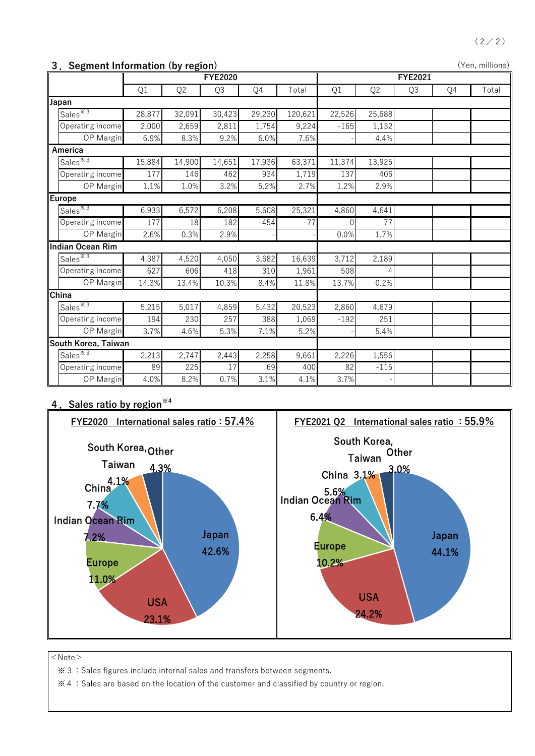## 3．Segment Information (by region)

(Yen, millions)

| | | FYE2020 | | | | | FYE2021 | | | | |
|---|---|---|---|---|---|---|---|---|---|---|---|
| | | Q1 | Q2 | Q3 | Q4 | Total | Q1 | Q2 | Q3 | Q4 | Total |
| **Japan** | | | | | | | | | | | |
| | Sales※3 | 28,877 | 32,091 | 30,423 | 29,230 | 120,621 | 22,526 | 25,688 | | | |
| | Operating income | 2,000 | 2,659 | 2,811 | 1,754 | 9,224 | -165 | 1,132 | | | |
| | OP Margin | 6.9% | 8.3% | 9.2% | 6.0% | 7.6% | - | 4.4% | | | |
| **America** | | | | | | | | | | | |
| | Sales※3 | 15,884 | 14,900 | 14,651 | 17,936 | 63,371 | 11,374 | 13,925 | | | |
| | Operating income | 177 | 146 | 462 | 934 | 1,719 | 137 | 406 | | | |
| | OP Margin | 1.1% | 1.0% | 3.2% | 5.2% | 2.7% | 1.2% | 2.9% | | | |
| **Europe** | | | | | | | | | | | |
| | Sales※3 | 6,933 | 6,572 | 6,208 | 5,608 | 25,321 | 4,860 | 4,641 | | | |
| | Operating income | 177 | 18 | 182 | -454 | -77 | 0 | 77 | | | |
| | OP Margin | 2.6% | 0.3% | 2.9% | - | - | 0.0% | 1.7% | | | |
| **Indian Ocean Rim** | | | | | | | | | | | |
| | Sales※3 | 4,387 | 4,520 | 4,050 | 3,682 | 16,639 | 3,712 | 2,189 | | | |
| | Operating income | 627 | 606 | 418 | 310 | 1,961 | 508 | 4 | | | |
| | OP Margin | 14.3% | 13.4% | 10.3% | 8.4% | 11.8% | 13.7% | 0.2% | | | |
| **China** | | | | | | | | | | | |
| | Sales※3 | 5,215 | 5,017 | 4,859 | 5,432 | 20,523 | 2,860 | 4,679 | | | |
| | Operating income | 194 | 230 | 257 | 388 | 1,069 | -192 | 251 | | | |
| | OP Margin | 3.7% | 4.6% | 5.3% | 7.1% | 5.2% | - | 5.4% | | | |
| **South Korea, Taiwan** | | | | | | | | | | | |
| | Sales※3 | 2,213 | 2,747 | 2,443 | 2,258 | 9,661 | 2,226 | 1,556 | | | |
| | Operating income | 89 | 225 | 17 | 69 | 400 | 82 | -115 | | | |
| | OP Margin | 4.0% | 8.2% | 0.7% | 3.1% | 4.1% | 3.7% | - | | | |

## 4．Sales ratio by region※4

**FYE2020 International sales ratio : 57.4%**

Japan 42.6%
USA 23.1%
Europe 11.0%
Indian Ocean Rim 7.2%
China 7.7%
South Korea, Taiwan 4.1%
Other 4.3%

**FYE2021 Q2 International sales ratio : 55.9%**

Japan 44.1%
USA 24.2%
Europe 10.2%
Indian Ocean Rim 6.4%
China 5.6%
South Korea, Taiwan 3.1%
Other 3.0%

＜Note＞

※３：Sales figures include internal sales and transfers between segments.

※４：Sales are based on the location of the customer and classified by country or region.